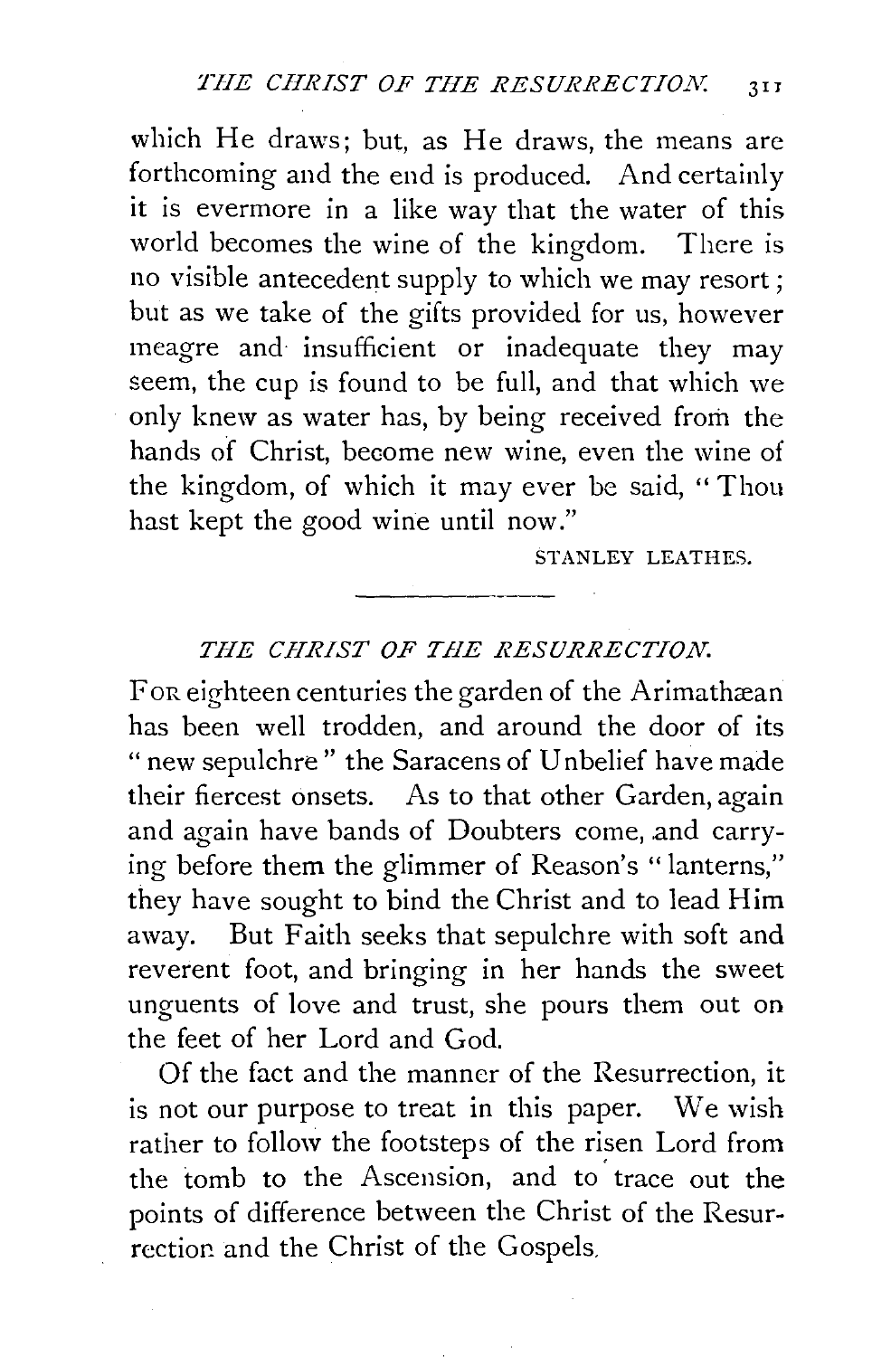which He draws; but, as He draws, the means are forthcoming and the end is produced. And certainly it is evermore in a like way that the water of this world becomes the wine of the kingdom. There is no visible antecedent supply to which we may resort; but as we take of the gifts provided for us, however meagre and insufficient or inadequate they may seem, the cup is found to be full, and that which we only knew as water has, by being received from the hands of Christ, become new wine, even the wine of the kingdom, of which it may ever be said, "Thou hast kept the good wine until now."

STANLEY LEATHES.

---

## *THE CHRIST OF THE RESURRECTION.*

FOR eighteen centuries the garden of the Arimathæan has been well trodden, and around the door of its "new sepulchre" the Saracens of Unbelief have made their fiercest onsets. As to that other Garden, again and again have bands of Doubters come, and carrying before them the glimmer of Reason's "lanterns," they have sought to bind the Christ and to lead Him away. But Faith seeks that sepulchre with soft and reverent foot, and bringing in her hands the sweet unguents of love and trust, she pours them out on the feet of her Lord and God.

Of the fact and the manner of the Resurrection, it is not our purpose to treat in this paper. We wish rather to follow the footsteps of the risen Lord from the tomb to the Ascension, and to trace out the points of difference between the Christ of the Resurrection and the Christ of the Gospels.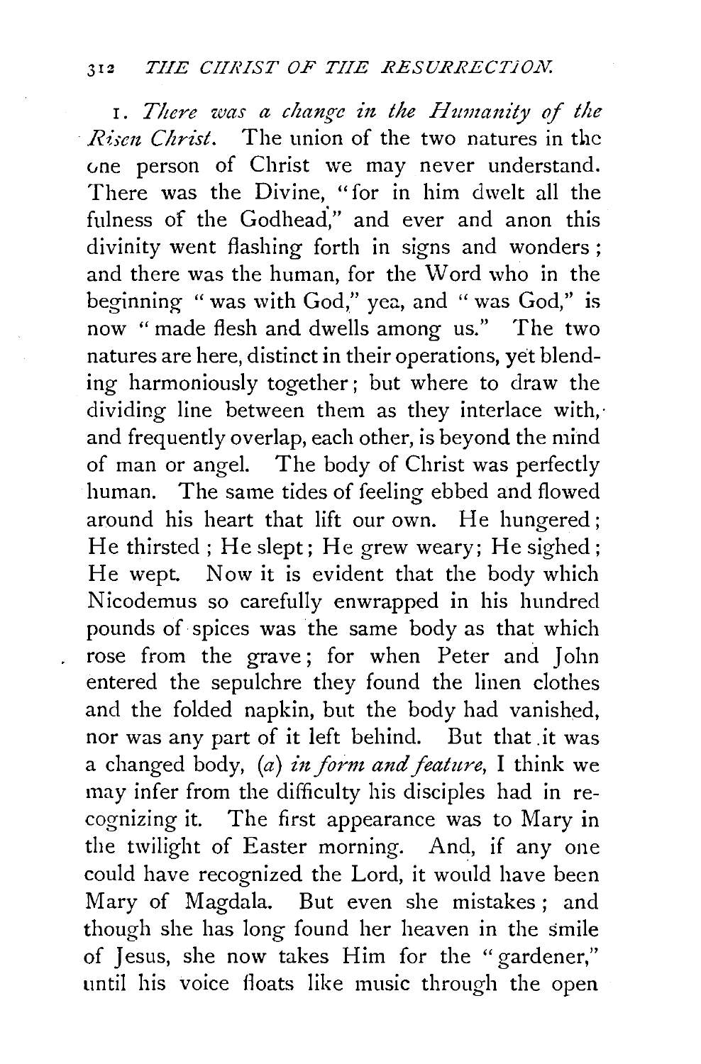1. *There was a change in the Humanity of the Risen Christ.* The union of the two natures in the one person of Christ we may never understand. There was the Divine, "for in him dwelt all the fulness of the Godhead," and ever and anon this divinity went flashing forth in signs and wonders; and there was the human, for the Word who in the beginning "was with God," yea, and "was God," is now "made flesh and dwells among us." The two natures are here, distinct in their operations, yet blending harmoniously together; but where to draw the dividing line between them as they interlace with, and frequently overlap, each other, is beyond the mind of man or angel. The body of Christ was perfectly human. The same tides of feeling ebbed and flowed around his heart that lift our own. He hungered; He thirsted; He slept; He grew weary; He sighed; He wept. Now it is evident that the body which Nicodemus so carefully enwrapped in his hundred pounds of spices was the same body as that which rose from the grave; for when Peter and John entered the sepulchre they found the linen clothes and the folded napkin, but the body had vanished, nor was any part of it left behind. But that it was a changed body, (*a*) *in form and feature,* I think we may infer from the difficulty his disciples had in recognizing it. The first appearance was to Mary in the twilight of Easter morning. And, if any one could have recognized the Lord, it would have been Mary of Magdala. But even she mistakes; and though she has long found her heaven in the smile of Jesus, she now takes Him for the "gardener," until his voice floats like music through the open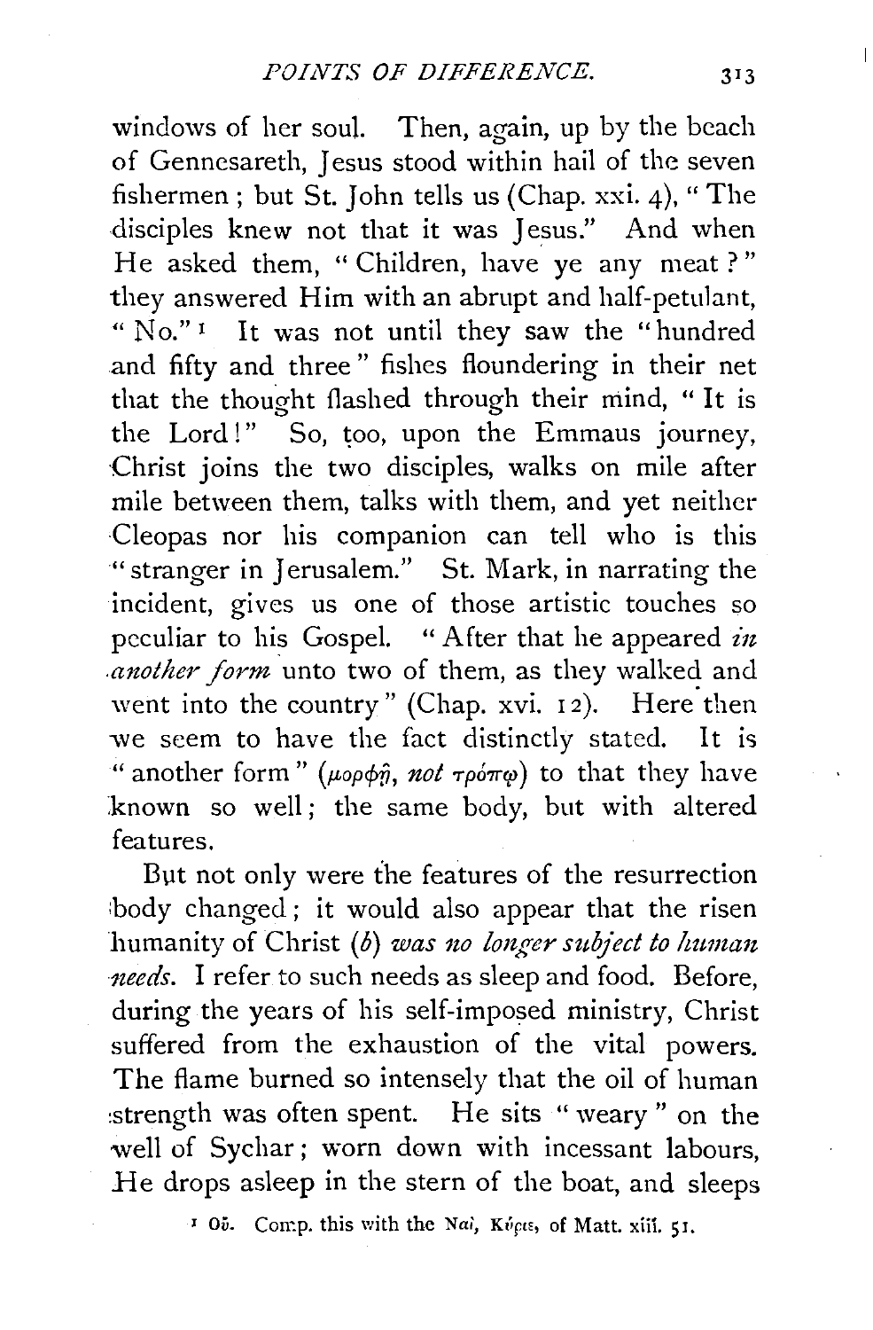windows of her soul. Then, again, up by the beach of Gennesareth, Jesus stood within hail of the seven fishermen; but St. John tells us (Chap. xxi. 4), "The disciples knew not that it was Jesus." And when He asked them, "Children, have ye any meat?" they answered Him with an abrupt and half-petulant, "No."[1] It was not until they saw the "hundred and fifty and three" fishes floundering in their net that the thought flashed through their mind, "It is the Lord!" So, too, upon the Emmaus journey, Christ joins the two disciples, walks on mile after mile between them, talks with them, and yet neither Cleopas nor his companion can tell who is this "stranger in Jerusalem." St. Mark, in narrating the incident, gives us one of those artistic touches so peculiar to his Gospel. "After that he appeared *in another form* unto two of them, as they walked and went into the country" (Chap. xvi. 12). Here then we seem to have the fact distinctly stated. It is "another form" (μορφῇ, *not* τρόπῳ) to that they have known so well; the same body, but with altered features.

But not only were the features of the resurrection body changed; it would also appear that the risen humanity of Christ (*b*) *was no longer subject to human needs.* I refer to such needs as sleep and food. Before, during the years of his self-imposed ministry, Christ suffered from the exhaustion of the vital powers. The flame burned so intensely that the oil of human strength was often spent. He sits "weary" on the well of Sychar; worn down with incessant labours, He drops asleep in the stern of the boat, and sleeps

[1] Οὔ. Comp. this with the Ναί, Κύριε, of Matt. xiii. 51.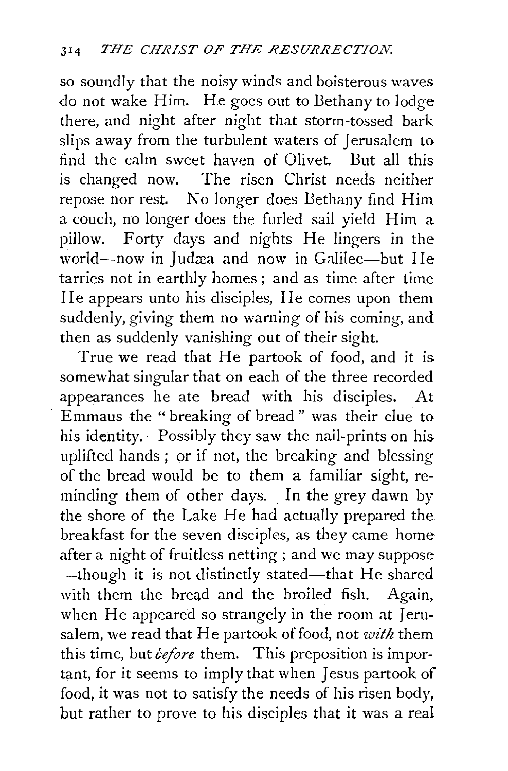so soundly that the noisy winds and boisterous waves do not wake Him. He goes out to Bethany to lodge there, and night after night that storm-tossed bark slips away from the turbulent waters of Jerusalem to find the calm sweet haven of Olivet. But all this is changed now. The risen Christ needs neither repose nor rest. No longer does Bethany find Him a couch, no longer does the furled sail yield Him a pillow. Forty days and nights He lingers in the world—now in Judæa and now in Galilee—but He tarries not in earthly homes; and as time after time He appears unto his disciples, He comes upon them suddenly, giving them no warning of his coming, and then as suddenly vanishing out of their sight.

True we read that He partook of food, and it is somewhat singular that on each of the three recorded appearances he ate bread with his disciples. At Emmaus the "breaking of bread" was their clue to his identity. Possibly they saw the nail-prints on his uplifted hands; or if not, the breaking and blessing of the bread would be to them a familiar sight, reminding them of other days. In the grey dawn by the shore of the Lake He had actually prepared the breakfast for the seven disciples, as they came home after a night of fruitless netting; and we may suppose—though it is not distinctly stated—that He shared with them the bread and the broiled fish. Again, when He appeared so strangely in the room at Jerusalem, we read that He partook of food, not *with* them this time, but *before* them. This preposition is important, for it seems to imply that when Jesus partook of food, it was not to satisfy the needs of his risen body, but rather to prove to his disciples that it was a real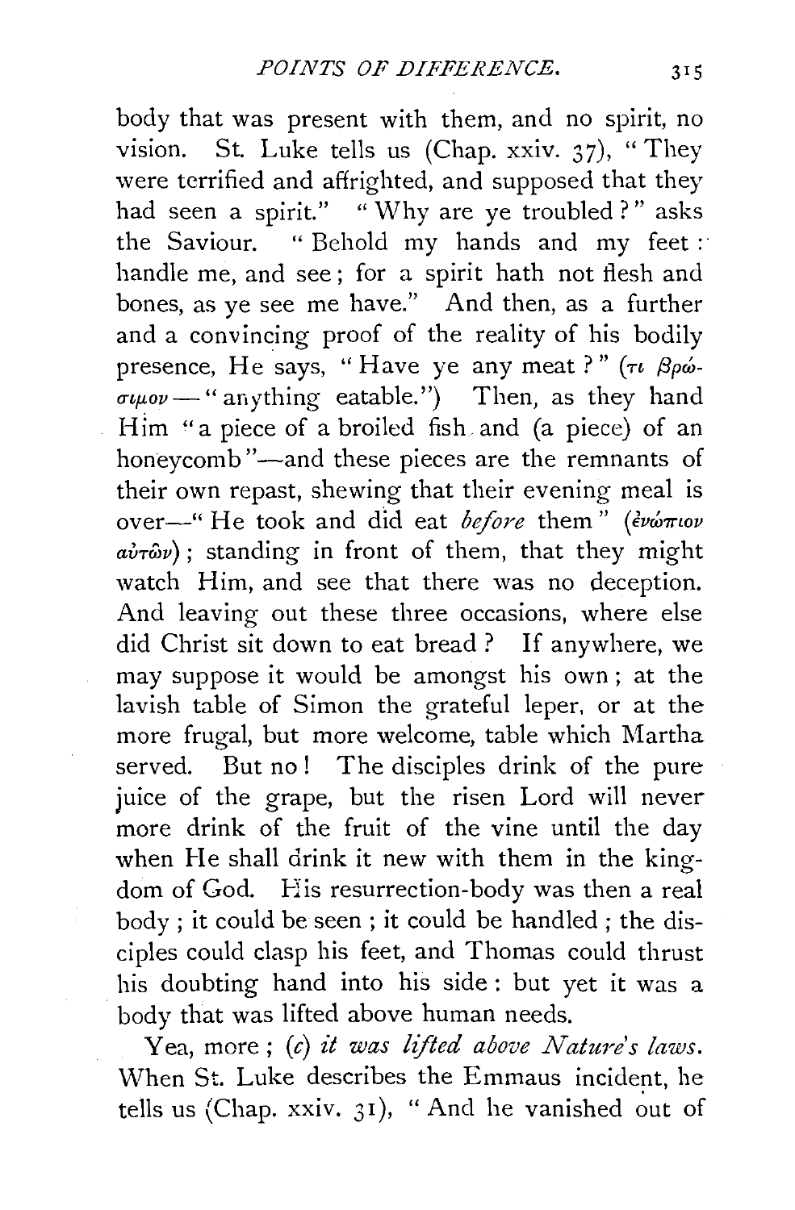body that was present with them, and no spirit, no vision. St. Luke tells us (Chap. xxiv. 37), "They were terrified and affrighted, and supposed that they had seen a spirit." "Why are ye troubled?" asks the Saviour. "Behold my hands and my feet: handle me, and see; for a spirit hath not flesh and bones, as ye see me have." And then, as a further and a convincing proof of the reality of his bodily presence, He says, "Have ye any meat?" (τι βρώσιμον — "anything eatable.") Then, as they hand Him "a piece of a broiled fish and (a piece) of an honeycomb"—and these pieces are the remnants of their own repast, shewing that their evening meal is over—"He took and did eat *before* them" (ἐνώπιον αὐτῶν); standing in front of them, that they might watch Him, and see that there was no deception. And leaving out these three occasions, where else did Christ sit down to eat bread? If anywhere, we may suppose it would be amongst his own; at the lavish table of Simon the grateful leper, or at the more frugal, but more welcome, table which Martha served. But no! The disciples drink of the pure juice of the grape, but the risen Lord will never more drink of the fruit of the vine until the day when He shall drink it new with them in the kingdom of God. His resurrection-body was then a real body; it could be seen; it could be handled; the disciples could clasp his feet, and Thomas could thrust his doubting hand into his side: but yet it was a body that was lifted above human needs.

Yea, more; (*c*) *it was lifted above Nature's laws.* When St. Luke describes the Emmaus incident, he tells us (Chap. xxiv. 31), "And he vanished out of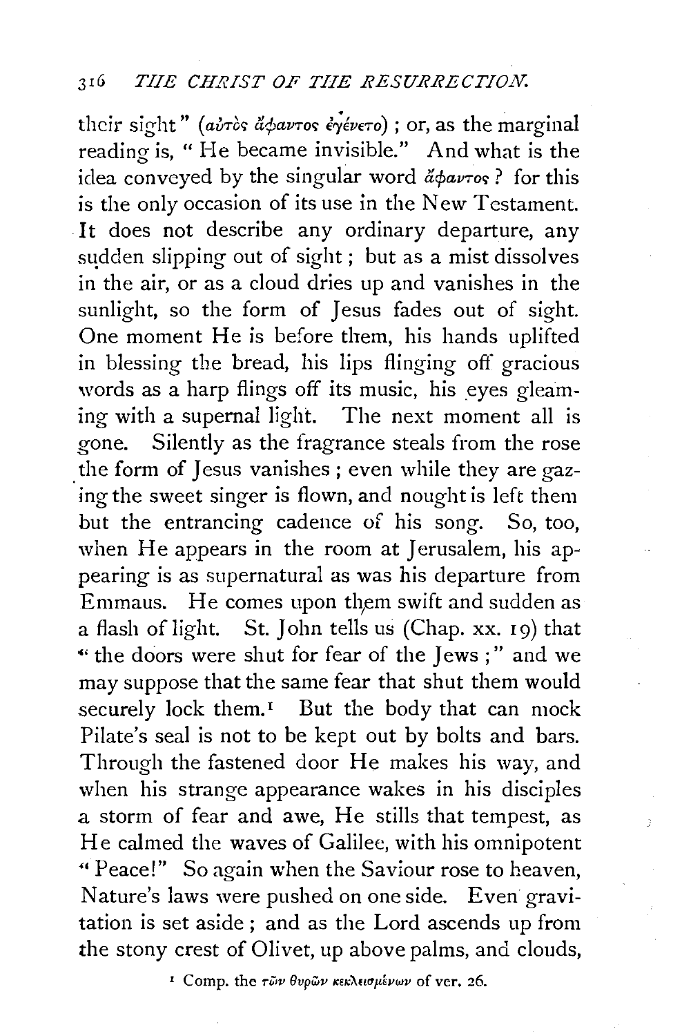their sight" (αὐτὸς ἄφαντος ἐγένετο); or, as the marginal reading is, "He became invisible." And what is the idea conveyed by the singular word ἄφαντος? for this is the only occasion of its use in the New Testament. It does not describe any ordinary departure, any sudden slipping out of sight; but as a mist dissolves in the air, or as a cloud dries up and vanishes in the sunlight, so the form of Jesus fades out of sight. One moment He is before them, his hands uplifted in blessing the bread, his lips flinging off gracious words as a harp flings off its music, his eyes gleaming with a supernal light. The next moment all is gone. Silently as the fragrance steals from the rose the form of Jesus vanishes; even while they are gazing the sweet singer is flown, and nought is left them but the entrancing cadence of his song. So, too, when He appears in the room at Jerusalem, his appearing is as supernatural as was his departure from Emmaus. He comes upon them swift and sudden as a flash of light. St. John tells us (Chap. xx. 19) that "the doors were shut for fear of the Jews;" and we may suppose that the same fear that shut them would securely lock them.[1] But the body that can mock Pilate's seal is not to be kept out by bolts and bars. Through the fastened door He makes his way, and when his strange appearance wakes in his disciples a storm of fear and awe, He stills that tempest, as He calmed the waves of Galilee, with his omnipotent "Peace!" So again when the Saviour rose to heaven, Nature's laws were pushed on one side. Even gravitation is set aside; and as the Lord ascends up from the stony crest of Olivet, up above palms, and clouds,

[1] Comp. the τῶν θυρῶν κεκλεισμένων of ver. 26.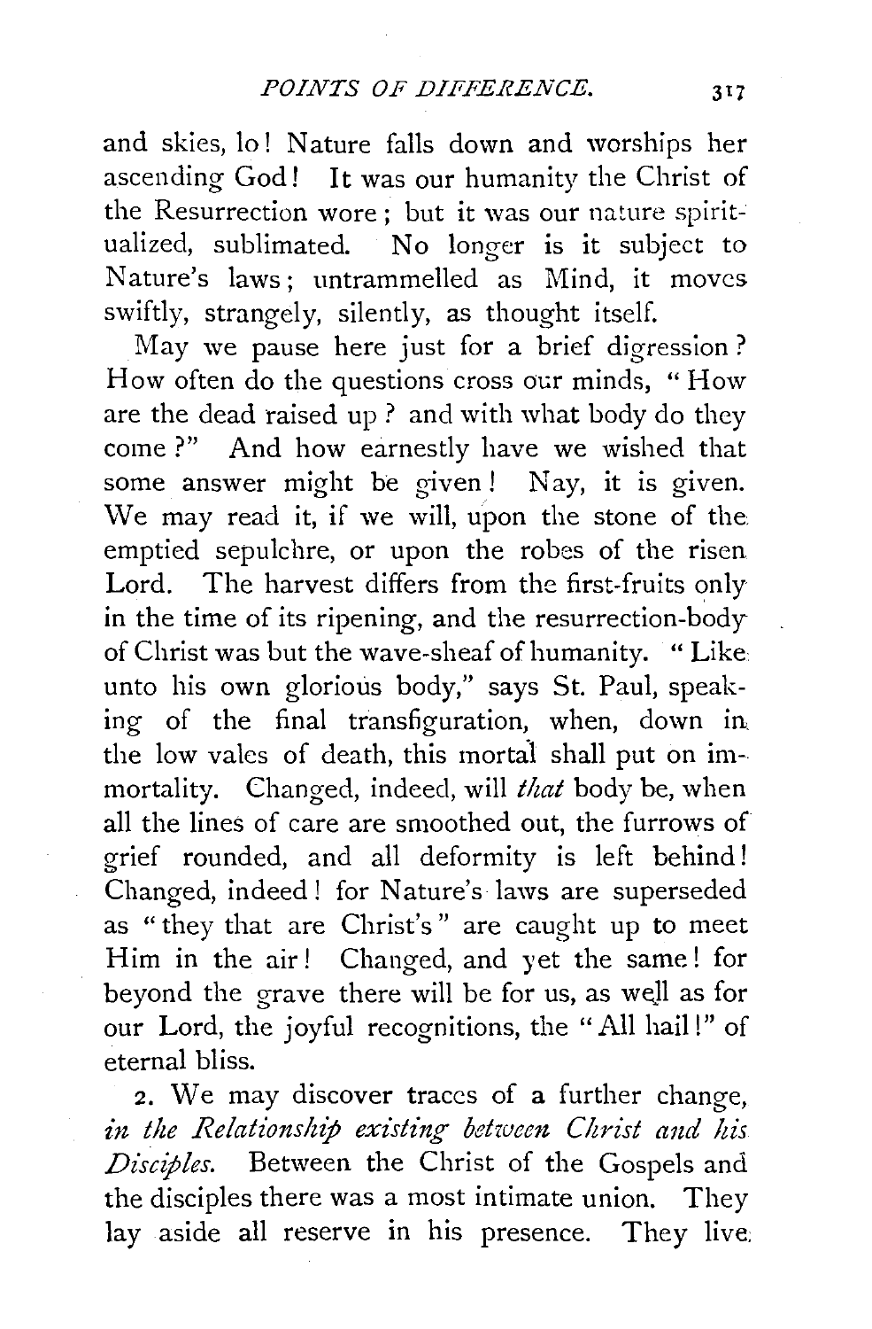and skies, lo! Nature falls down and worships her ascending God! It was our humanity the Christ of the Resurrection wore; but it was our nature spiritualized, sublimated. No longer is it subject to Nature's laws; untrammelled as Mind, it moves swiftly, strangely, silently, as thought itself.

May we pause here just for a brief digression? How often do the questions cross our minds, "How are the dead raised up? and with what body do they come?" And how earnestly have we wished that some answer might be given! Nay, it is given. We may read it, if we will, upon the stone of the emptied sepulchre, or upon the robes of the risen Lord. The harvest differs from the first-fruits only in the time of its ripening, and the resurrection-body of Christ was but the wave-sheaf of humanity. "Like unto his own glorious body," says St. Paul, speaking of the final transfiguration, when, down in the low vales of death, this mortal shall put on immortality. Changed, indeed, will *that* body be, when all the lines of care are smoothed out, the furrows of grief rounded, and all deformity is left behind! Changed, indeed! for Nature's laws are superseded as "they that are Christ's" are caught up to meet Him in the air! Changed, and yet the same! for beyond the grave there will be for us, as well as for our Lord, the joyful recognitions, the "All hail!" of eternal bliss.

2. We may discover traces of a further change, *in the Relationship existing between Christ and his Disciples.* Between the Christ of the Gospels and the disciples there was a most intimate union. They lay aside all reserve in his presence. They live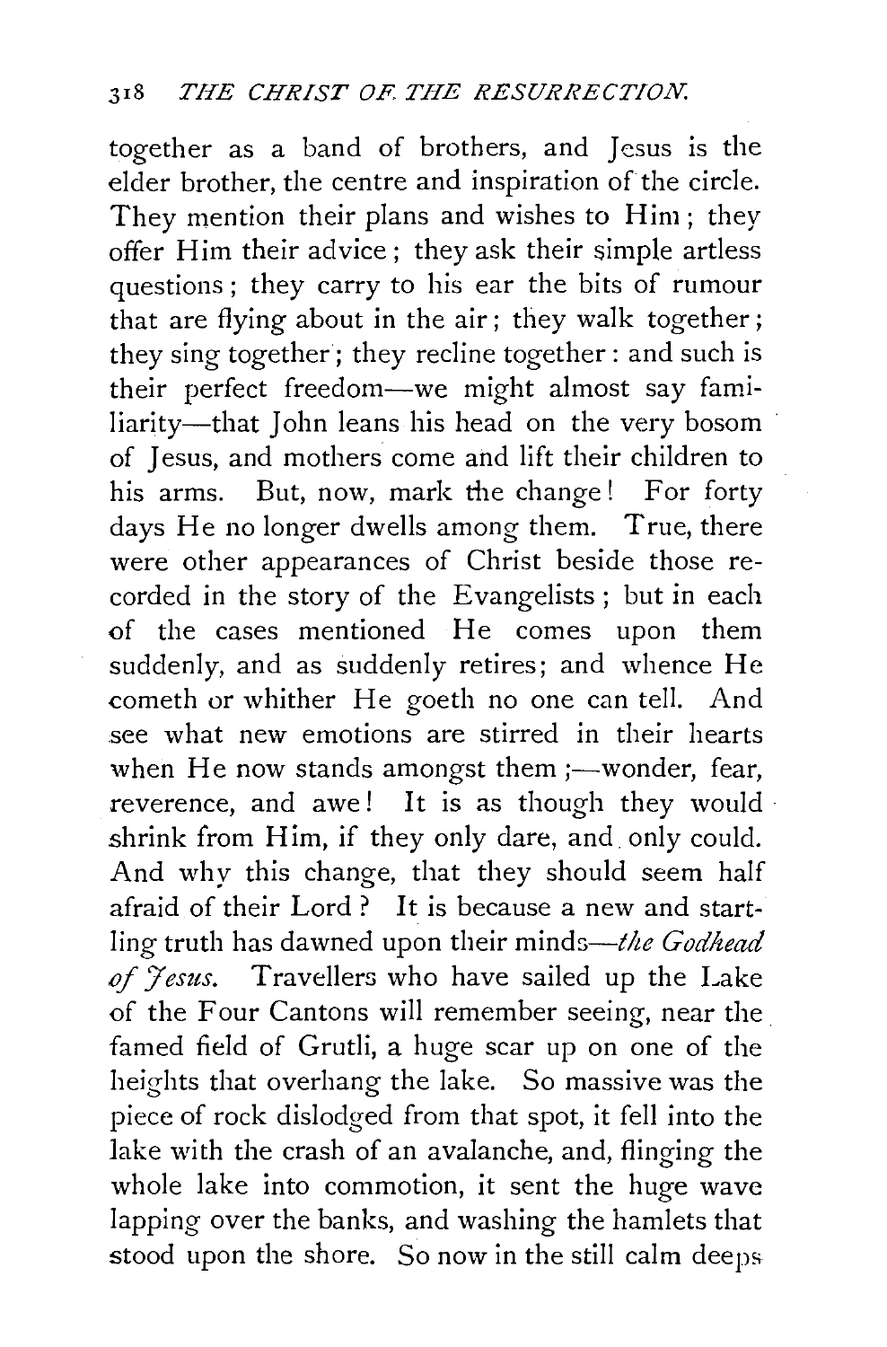together as a band of brothers, and Jesus is the elder brother, the centre and inspiration of the circle. They mention their plans and wishes to Him; they offer Him their advice; they ask their simple artless questions; they carry to his ear the bits of rumour that are flying about in the air; they walk together; they sing together; they recline together: and such is their perfect freedom—we might almost say familiarity—that John leans his head on the very bosom of Jesus, and mothers come and lift their children to his arms. But, now, mark the change! For forty days He no longer dwells among them. True, there were other appearances of Christ beside those recorded in the story of the Evangelists; but in each of the cases mentioned He comes upon them suddenly, and as suddenly retires; and whence He cometh or whither He goeth no one can tell. And see what new emotions are stirred in their hearts when He now stands amongst them;—wonder, fear, reverence, and awe! It is as though they would shrink from Him, if they only dare, and only could. And why this change, that they should seem half afraid of their Lord? It is because a new and startling truth has dawned upon their minds—*the Godhead of Jesus.* Travellers who have sailed up the Lake of the Four Cantons will remember seeing, near the famed field of Grutli, a huge scar up on one of the heights that overhang the lake. So massive was the piece of rock dislodged from that spot, it fell into the lake with the crash of an avalanche, and, flinging the whole lake into commotion, it sent the huge wave lapping over the banks, and washing the hamlets that stood upon the shore. So now in the still calm deeps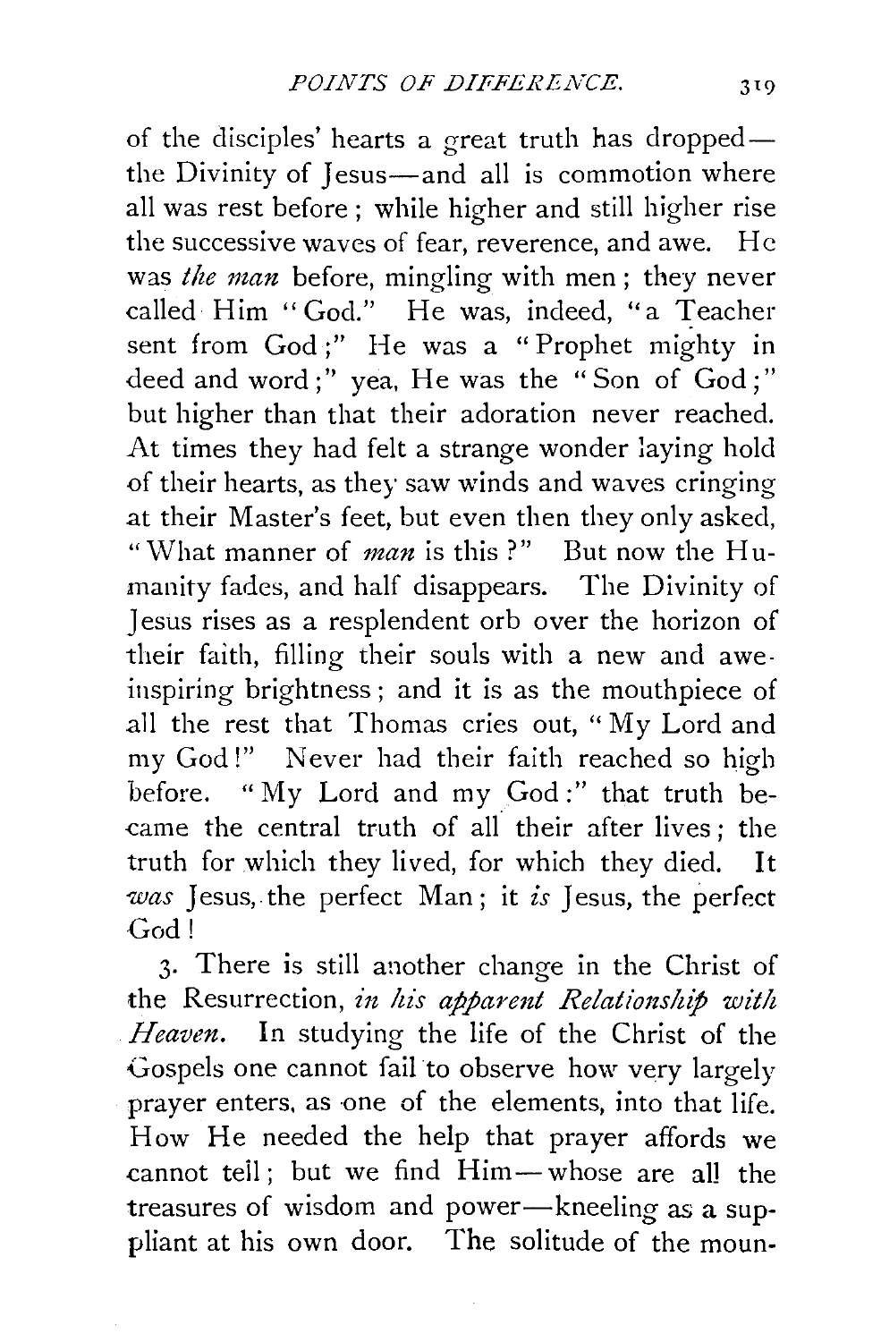of the disciples' hearts a great truth has dropped—the Divinity of Jesus—and all is commotion where all was rest before; while higher and still higher rise the successive waves of fear, reverence, and awe. He was *the man* before, mingling with men; they never called Him "God." He was, indeed, "a Teacher sent from God;" He was a "Prophet mighty in deed and word;" yea, He was the "Son of God;" but higher than that their adoration never reached. At times they had felt a strange wonder laying hold of their hearts, as they saw winds and waves cringing at their Master's feet, but even then they only asked, "What manner of *man* is this?" But now the Humanity fades, and half disappears. The Divinity of Jesus rises as a resplendent orb over the horizon of their faith, filling their souls with a new and awe-inspiring brightness; and it is as the mouthpiece of all the rest that Thomas cries out, "My Lord and my God!" Never had their faith reached so high before. "My Lord and my God:" that truth became the central truth of all their after lives; the truth for which they lived, for which they died. It *was* Jesus, the perfect Man; it *is* Jesus, the perfect God!

3. There is still another change in the Christ of the Resurrection, *in his apparent Relationship with Heaven.* In studying the life of the Christ of the Gospels one cannot fail to observe how very largely prayer enters, as one of the elements, into that life. How He needed the help that prayer affords we cannot tell; but we find Him—whose are all the treasures of wisdom and power—kneeling as a suppliant at his own door. The solitude of the moun-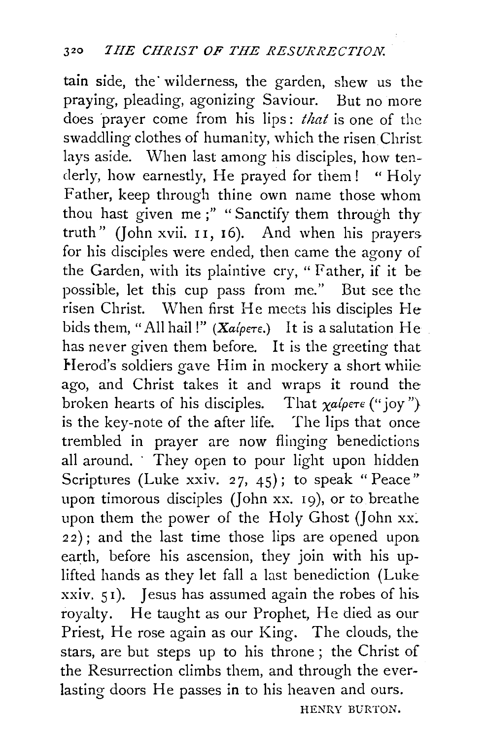tain side, the wilderness, the garden, shew us the praying, pleading, agonizing Saviour. But no more does prayer come from his lips: *that* is one of the swaddling clothes of humanity, which the risen Christ lays aside. When last among his disciples, how tenderly, how earnestly, He prayed for them! "Holy Father, keep through thine own name those whom thou hast given me;" "Sanctify them through thy truth" (John xvii. 11, 16). And when his prayers for his disciples were ended, then came the agony of the Garden, with its plaintive cry, "Father, if it be possible, let this cup pass from me." But see the risen Christ. When first He meets his disciples He bids them, "All hail!" (*Χαίρετε*.) It is a salutation He has never given them before. It is the greeting that Herod's soldiers gave Him in mockery a short while ago, and Christ takes it and wraps it round the broken hearts of his disciples. That *χαίρετε* ("joy") is the key-note of the after life. The lips that once trembled in prayer are now flinging benedictions all around. They open to pour light upon hidden Scriptures (Luke xxiv. 27, 45); to speak "Peace" upon timorous disciples (John xx. 19), or to breathe upon them the power of the Holy Ghost (John xx. 22); and the last time those lips are opened upon earth, before his ascension, they join with his uplifted hands as they let fall a last benediction (Luke xxiv. 51). Jesus has assumed again the robes of his royalty. He taught as our Prophet, He died as our Priest, He rose again as our King. The clouds, the stars, are but steps up to his throne; the Christ of the Resurrection climbs them, and through the everlasting doors He passes in to his heaven and ours.

HENRY BURTON.